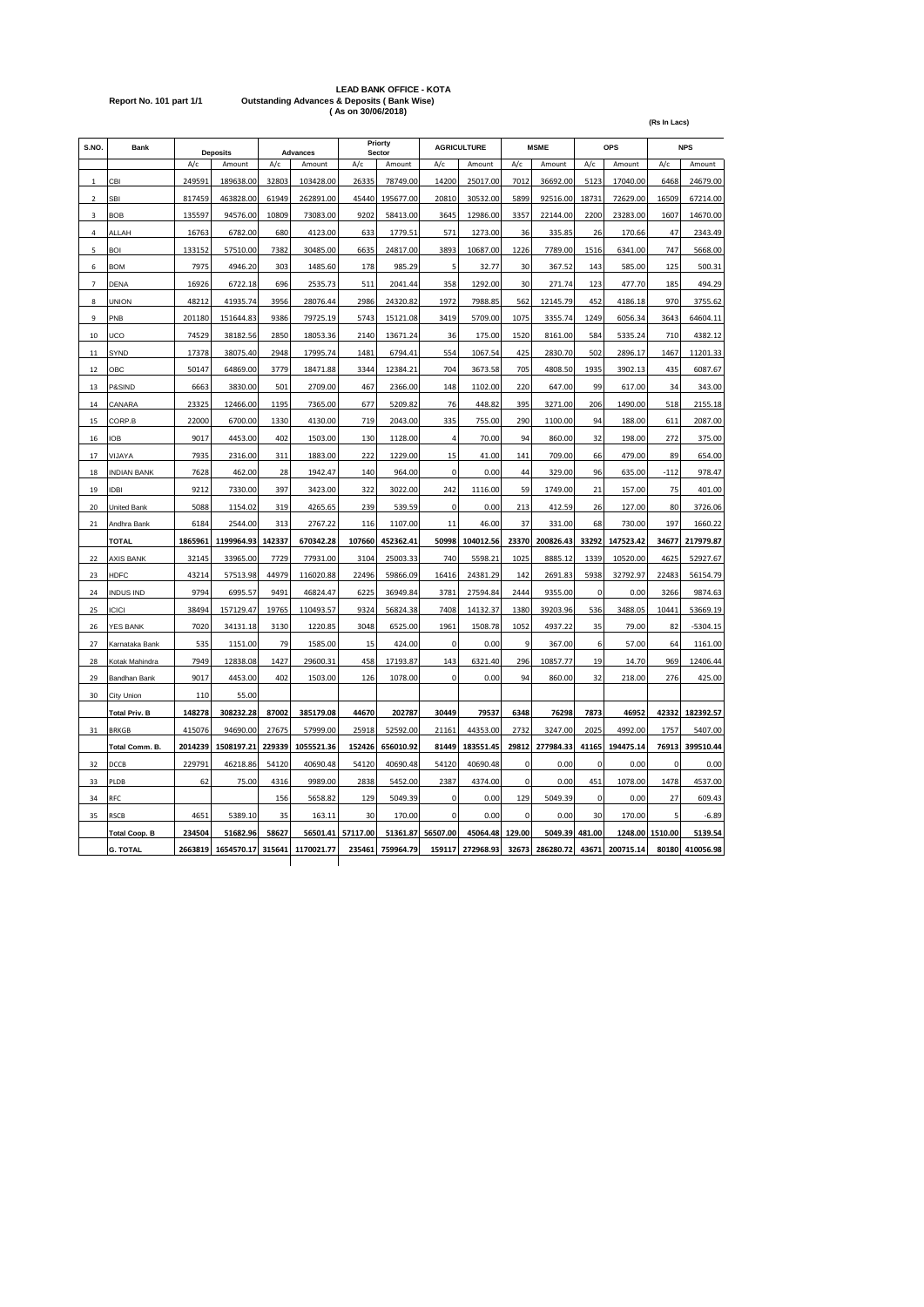**Report No. 101 part 1/1**

# LEAD BANK OFFICE - KOTA

**Outstanding Advances & Deposits ( Bank Wise)**

**( As on 30/06/2018)**

**(Rs In Lacs)**

| S.NO. | Bank | Deposits | | Advances | | Priorty Sector | | AGRICULTURE | | MSME | | OPS | | NPS | |
|---|---|---|---|---|---|---|---|---|---|---|---|---|---|---|---|
| | | A/c | Amount | A/c | Amount | A/c | Amount | A/c | Amount | A/c | Amount | A/c | Amount | A/c | Amount |
| 1 | CBI | 249591 | 189638.00 | 32803 | 103428.00 | 26335 | 78749.00 | 14200 | 25017.00 | 7012 | 36692.00 | 5123 | 17040.00 | 6468 | 24679.00 |
| 2 | SBI | 817459 | 463828.00 | 61949 | 262891.00 | 45440 | 195677.00 | 20810 | 30532.00 | 5899 | 92516.00 | 18731 | 72629.00 | 16509 | 67214.00 |
| 3 | BOB | 135597 | 94576.00 | 10809 | 73083.00 | 9202 | 58413.00 | 3645 | 12986.00 | 3357 | 22144.00 | 2200 | 23283.00 | 1607 | 14670.00 |
| 4 | ALLAH | 16763 | 6782.00 | 680 | 4123.00 | 633 | 1779.51 | 571 | 1273.00 | 36 | 335.85 | 26 | 170.66 | 47 | 2343.49 |
| 5 | BOI | 133152 | 57510.00 | 7382 | 30485.00 | 6635 | 24817.00 | 3893 | 10687.00 | 1226 | 7789.00 | 1516 | 6341.00 | 747 | 5668.00 |
| 6 | BOM | 7975 | 4946.20 | 303 | 1485.60 | 178 | 985.29 | 5 | 32.77 | 30 | 367.52 | 143 | 585.00 | 125 | 500.31 |
| 7 | DENA | 16926 | 6722.18 | 696 | 2535.73 | 511 | 2041.44 | 358 | 1292.00 | 30 | 271.74 | 123 | 477.70 | 185 | 494.29 |
| 8 | UNION | 48212 | 41935.74 | 3956 | 28076.44 | 2986 | 24320.82 | 1972 | 7988.85 | 562 | 12145.79 | 452 | 4186.18 | 970 | 3755.62 |
| 9 | PNB | 201180 | 151644.83 | 9386 | 79725.19 | 5743 | 15121.08 | 3419 | 5709.00 | 1075 | 3355.74 | 1249 | 6056.34 | 3643 | 64604.11 |
| 10 | UCO | 74529 | 38182.56 | 2850 | 18053.36 | 2140 | 13671.24 | 36 | 175.00 | 1520 | 8161.00 | 584 | 5335.24 | 710 | 4382.12 |
| 11 | SYND | 17378 | 38075.40 | 2948 | 17995.74 | 1481 | 6794.41 | 554 | 1067.54 | 425 | 2830.70 | 502 | 2896.17 | 1467 | 11201.33 |
| 12 | OBC | 50147 | 64869.00 | 3779 | 18471.88 | 3344 | 12384.21 | 704 | 3673.58 | 705 | 4808.50 | 1935 | 3902.13 | 435 | 6087.67 |
| 13 | P&SIND | 6663 | 3830.00 | 501 | 2709.00 | 467 | 2366.00 | 148 | 1102.00 | 220 | 647.00 | 99 | 617.00 | 34 | 343.00 |
| 14 | CANARA | 23325 | 12466.00 | 1195 | 7365.00 | 677 | 5209.82 | 76 | 448.82 | 395 | 3271.00 | 206 | 1490.00 | 518 | 2155.18 |
| 15 | CORP.B | 22000 | 6700.00 | 1330 | 4130.00 | 719 | 2043.00 | 335 | 755.00 | 290 | 1100.00 | 94 | 188.00 | 611 | 2087.00 |
| 16 | IOB | 9017 | 4453.00 | 402 | 1503.00 | 130 | 1128.00 | 4 | 70.00 | 94 | 860.00 | 32 | 198.00 | 272 | 375.00 |
| 17 | VIJAYA | 7935 | 2316.00 | 311 | 1883.00 | 222 | 1229.00 | 15 | 41.00 | 141 | 709.00 | 66 | 479.00 | 89 | 654.00 |
| 18 | INDIAN BANK | 7628 | 462.00 | 28 | 1942.47 | 140 | 964.00 | 0 | 0.00 | 44 | 329.00 | 96 | 635.00 | -112 | 978.47 |
| 19 | IDBI | 9212 | 7330.00 | 397 | 3423.00 | 322 | 3022.00 | 242 | 1116.00 | 59 | 1749.00 | 21 | 157.00 | 75 | 401.00 |
| 20 | United Bank | 5088 | 1154.02 | 319 | 4265.65 | 239 | 539.59 | 0 | 0.00 | 213 | 412.59 | 26 | 127.00 | 80 | 3726.06 |
| 21 | Andhra Bank | 6184 | 2544.00 | 313 | 2767.22 | 116 | 1107.00 | 11 | 46.00 | 37 | 331.00 | 68 | 730.00 | 197 | 1660.22 |
| | **TOTAL** | **1865961** | **1199964.93** | **142337** | **670342.28** | **107660** | **452362.41** | **50998** | **104012.56** | **23370** | **200826.43** | **33292** | **147523.42** | **34677** | **217979.87** |
| 22 | AXIS BANK | 32145 | 33965.00 | 7729 | 77931.00 | 3104 | 25003.33 | 740 | 5598.21 | 1025 | 8885.12 | 1339 | 10520.00 | 4625 | 52927.67 |
| 23 | HDFC | 43214 | 57513.98 | 44979 | 116020.88 | 22496 | 59866.09 | 16416 | 24381.29 | 142 | 2691.83 | 5938 | 32792.97 | 22483 | 56154.79 |
| 24 | INDUS IND | 9794 | 6995.57 | 9491 | 46824.47 | 6225 | 36949.84 | 3781 | 27594.84 | 2444 | 9355.00 | 0 | 0.00 | 3266 | 9874.63 |
| 25 | ICICI | 38494 | 157129.47 | 19765 | 110493.57 | 9324 | 56824.38 | 7408 | 14132.37 | 1380 | 39203.96 | 536 | 3488.05 | 10441 | 53669.19 |
| 26 | YES BANK | 7020 | 34131.18 | 3130 | 1220.85 | 3048 | 6525.00 | 1961 | 1508.78 | 1052 | 4937.22 | 35 | 79.00 | 82 | -5304.15 |
| 27 | Karnataka Bank | 535 | 1151.00 | 79 | 1585.00 | 15 | 424.00 | 0 | 0.00 | 9 | 367.00 | 6 | 57.00 | 64 | 1161.00 |
| 28 | Kotak Mahindra | 7949 | 12838.08 | 1427 | 29600.31 | 458 | 17193.87 | 143 | 6321.40 | 296 | 10857.77 | 19 | 14.70 | 969 | 12406.44 |
| 29 | Bandhan Bank | 9017 | 4453.00 | 402 | 1503.00 | 126 | 1078.00 | 0 | 0.00 | 94 | 860.00 | 32 | 218.00 | 276 | 425.00 |
| 30 | City Union | 110 | 55.00 | | | | | | | | | | | | |
| | **Total Priv. B** | **148278** | **308232.28** | **87002** | **385179.08** | **44670** | **202787** | **30449** | **79537** | **6348** | **76298** | **7873** | **46952** | **42332** | **182392.57** |
| 31 | BRKGB | 415076 | 94690.00 | 27675 | 57999.00 | 25918 | 52592.00 | 21161 | 44353.00 | 2732 | 3247.00 | 2025 | 4992.00 | 1757 | 5407.00 |
| | **Total Comm. B.** | **2014239** | **1508197.21** | **229339** | **1055521.36** | **152426** | **656010.92** | **81449** | **183551.45** | **29812** | **277984.33** | **41165** | **194475.14** | **76913** | **399510.44** |
| 32 | DCCB | 229791 | 46218.86 | 54120 | 40690.48 | 54120 | 40690.48 | 54120 | 40690.48 | 0 | 0.00 | 0 | 0.00 | 0 | 0.00 |
| 33 | PLDB | 62 | 75.00 | 4316 | 9989.00 | 2838 | 5452.00 | 2387 | 4374.00 | 0 | 0.00 | 451 | 1078.00 | 1478 | 4537.00 |
| 34 | RFC | | | 156 | 5658.82 | 129 | 5049.39 | 0 | 0.00 | 129 | 5049.39 | 0 | 0.00 | 27 | 609.43 |
| 35 | RSCB | 4651 | 5389.10 | 35 | 163.11 | 30 | 170.00 | 0 | 0.00 | 0 | 0.00 | 30 | 170.00 | 5 | -6.89 |
| | **Total Coop. B** | **234504** | **51682.96** | **58627** | **56501.41** | **57117.00** | **51361.87** | **56507.00** | **45064.48** | **129.00** | **5049.39** | **481.00** | **1248.00** | **1510.00** | **5139.54** |
| | **G. TOTAL** | **2663819** | **1654570.17** | **315641** | **1170021.77** | **235461** | **759964.79** | **159117** | **272968.93** | **32673** | **286280.72** | **43671** | **200715.14** | **80180** | **410056.98** |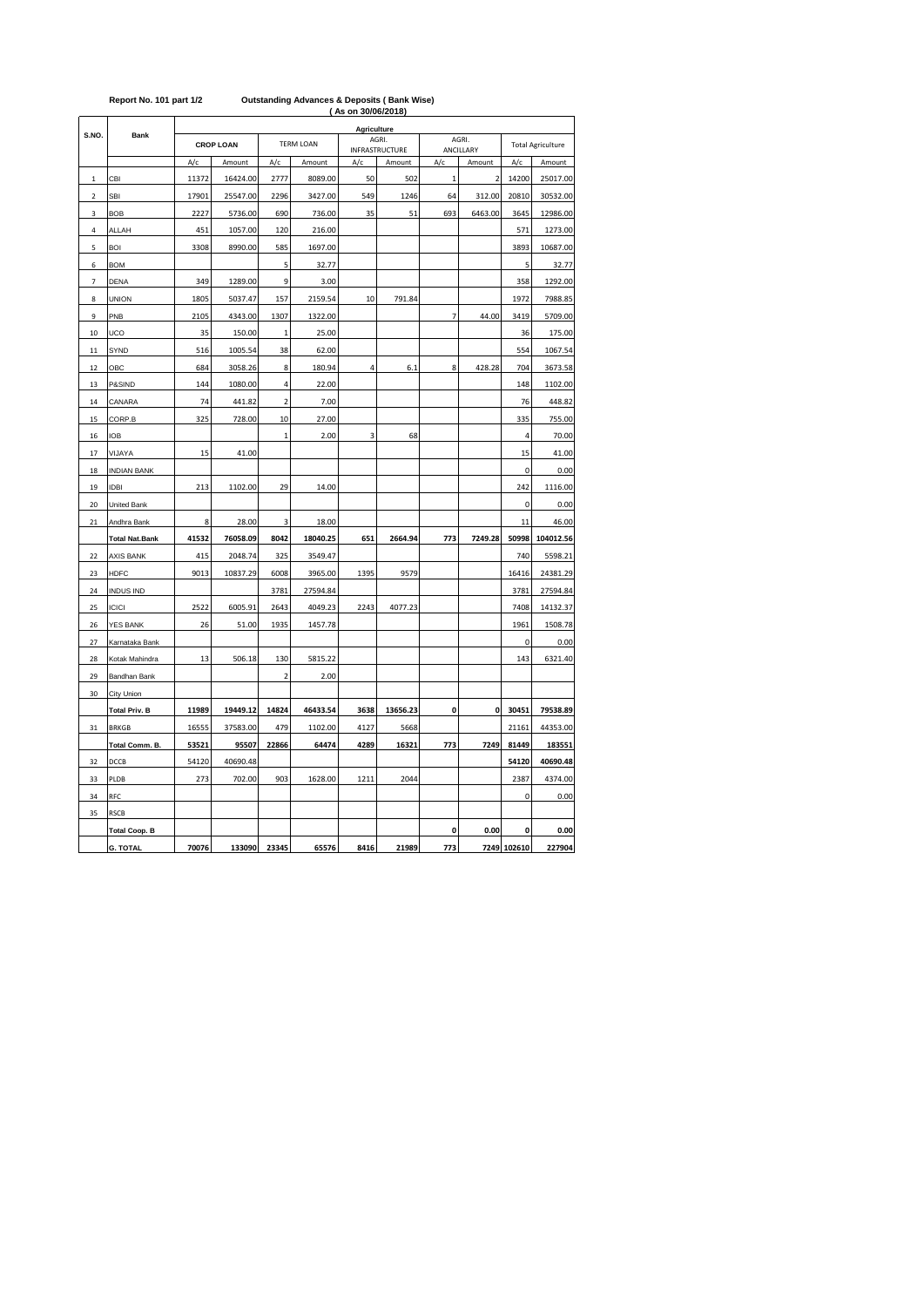**Report No. 101 part 1/2** **Outstanding Advances & Deposits ( Bank Wise)**

**( As on 30/06/2018)**

| S.NO. | Bank | Agriculture | | | | | | | | | |
|---|---|---|---|---|---|---|---|---|---|---|---|
| | | CROP LOAN | | TERM LOAN | | AGRI. INFRASTRUCTURE | | AGRI. ANCILLARY | | Total Agriculture | |
| | | A/c | Amount | A/c | Amount | A/c | Amount | A/c | Amount | A/c | Amount |
| 1 | CBI | 11372 | 16424.00 | 2777 | 8089.00 | 50 | 502 | 1 | 2 | 14200 | 25017.00 |
| 2 | SBI | 17901 | 25547.00 | 2296 | 3427.00 | 549 | 1246 | 64 | 312.00 | 20810 | 30532.00 |
| 3 | BOB | 2227 | 5736.00 | 690 | 736.00 | 35 | 51 | 693 | 6463.00 | 3645 | 12986.00 |
| 4 | ALLAH | 451 | 1057.00 | 120 | 216.00 | | | | | 571 | 1273.00 |
| 5 | BOI | 3308 | 8990.00 | 585 | 1697.00 | | | | | 3893 | 10687.00 |
| 6 | BOM | | | 5 | 32.77 | | | | | 5 | 32.77 |
| 7 | DENA | 349 | 1289.00 | 9 | 3.00 | | | | | 358 | 1292.00 |
| 8 | UNION | 1805 | 5037.47 | 157 | 2159.54 | 10 | 791.84 | | | 1972 | 7988.85 |
| 9 | PNB | 2105 | 4343.00 | 1307 | 1322.00 | | | 7 | 44.00 | 3419 | 5709.00 |
| 10 | UCO | 35 | 150.00 | 1 | 25.00 | | | | | 36 | 175.00 |
| 11 | SYND | 516 | 1005.54 | 38 | 62.00 | | | | | 554 | 1067.54 |
| 12 | OBC | 684 | 3058.26 | 8 | 180.94 | 4 | 6.1 | 8 | 428.28 | 704 | 3673.58 |
| 13 | P&SIND | 144 | 1080.00 | 4 | 22.00 | | | | | 148 | 1102.00 |
| 14 | CANARA | 74 | 441.82 | 2 | 7.00 | | | | | 76 | 448.82 |
| 15 | CORP.B | 325 | 728.00 | 10 | 27.00 | | | | | 335 | 755.00 |
| 16 | IOB | | | 1 | 2.00 | 3 | 68 | | | 4 | 70.00 |
| 17 | VIJAYA | 15 | 41.00 | | | | | | | 15 | 41.00 |
| 18 | INDIAN BANK | | | | | | | | | 0 | 0.00 |
| 19 | IDBI | 213 | 1102.00 | 29 | 14.00 | | | | | 242 | 1116.00 |
| 20 | United Bank | | | | | | | | | 0 | 0.00 |
| 21 | Andhra Bank | 8 | 28.00 | 3 | 18.00 | | | | | 11 | 46.00 |
| | **Total Nat.Bank** | **41532** | **76058.09** | **8042** | **18040.25** | **651** | **2664.94** | **773** | **7249.28** | **50998** | **104012.56** |
| 22 | AXIS BANK | 415 | 2048.74 | 325 | 3549.47 | | | | | 740 | 5598.21 |
| 23 | HDFC | 9013 | 10837.29 | 6008 | 3965.00 | 1395 | 9579 | | | 16416 | 24381.29 |
| 24 | INDUS IND | | | 3781 | 27594.84 | | | | | 3781 | 27594.84 |
| 25 | ICICI | 2522 | 6005.91 | 2643 | 4049.23 | 2243 | 4077.23 | | | 7408 | 14132.37 |
| 26 | YES BANK | 26 | 51.00 | 1935 | 1457.78 | | | | | 1961 | 1508.78 |
| 27 | Karnataka Bank | | | | | | | | | 0 | 0.00 |
| 28 | Kotak Mahindra | 13 | 506.18 | 130 | 5815.22 | | | | | 143 | 6321.40 |
| 29 | Bandhan Bank | | | 2 | 2.00 | | | | | | |
| 30 | City Union | | | | | | | | | | |
| | **Total Priv. B** | **11989** | **19449.12** | **14824** | **46433.54** | **3638** | **13656.23** | **0** | **0** | **30451** | **79538.89** |
| 31 | BRKGB | 16555 | 37583.00 | 479 | 1102.00 | 4127 | 5668 | | | 21161 | 44353.00 |
| | **Total Comm. B.** | **53521** | **95507** | **22866** | **64474** | **4289** | **16321** | **773** | **7249** | **81449** | **183551** |
| 32 | DCCB | 54120 | 40690.48 | | | | | | | **54120** | **40690.48** |
| 33 | PLDB | 273 | 702.00 | 903 | 1628.00 | 1211 | 2044 | | | 2387 | 4374.00 |
| 34 | RFC | | | | | | | | | 0 | 0.00 |
| 35 | RSCB | | | | | | | | | | |
| | **Total Coop. B** | | | | | | | **0** | **0.00** | **0** | **0.00** |
| | **G. TOTAL** | **70076** | **133090** | **23345** | **65576** | **8416** | **21989** | **773** | **7249** | **102610** | **227904** |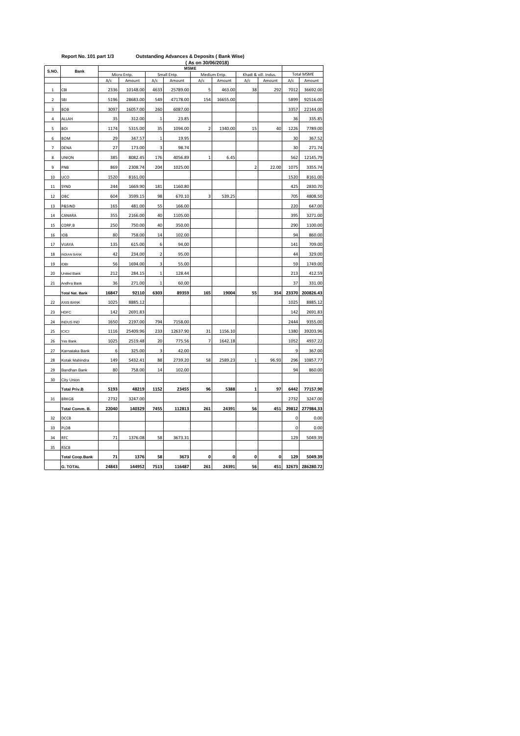**Report No. 101 part 1/3** **Outstanding Advances & Deposits ( Bank Wise)**

**( As on 30/06/2018)**

| S.NO. | Bank | MSME | | | | | | | | | |
|---|---|---|---|---|---|---|---|---|---|---|---|
| | | Micro Entp. | | Small Entp. | | Medium Entp. | | Khadi & vill. Indus. | | Total MSME | |
| | | A/c | Amount | A/c | Amount | A/c | Amount | A/c | Amount | A/c | Amount |
| 1 | CBI | 2336 | 10148.00 | 4633 | 25789.00 | 5 | 463.00 | 38 | 292 | 7012 | 36692.00 |
| 2 | SBI | 5196 | 28683.00 | 549 | 47178.00 | 154 | 16655.00 | | | 5899 | 92516.00 |
| 3 | BOB | 3097 | 16057.00 | 260 | 6087.00 | | | | | 3357 | 22144.00 |
| 4 | ALLAH | 35 | 312.00 | 1 | 23.85 | | | | | 36 | 335.85 |
| 5 | BOI | 1174 | 5315.00 | 35 | 1094.00 | 2 | 1340.00 | 15 | 40 | 1226 | 7789.00 |
| 6 | BOM | 29 | 347.57 | 1 | 19.95 | | | | | 30 | 367.52 |
| 7 | DENA | 27 | 173.00 | 3 | 98.74 | | | | | 30 | 271.74 |
| 8 | UNION | 385 | 8082.45 | 176 | 4056.89 | 1 | 6.45 | | | 562 | 12145.79 |
| 9 | PNB | 869 | 2308.74 | 204 | 1025.00 | | | 2 | 22.00 | 1075 | 3355.74 |
| 10 | UCO | 1520 | 8161.00 | | | | | | | 1520 | 8161.00 |
| 11 | SYND | 244 | 1669.90 | 181 | 1160.80 | | | | | 425 | 2830.70 |
| 12 | OBC | 604 | 3599.15 | 98 | 670.10 | 3 | 539.25 | | | 705 | 4808.50 |
| 13 | P&SIND | 165 | 481.00 | 55 | 166.00 | | | | | 220 | 647.00 |
| 14 | CANARA | 355 | 2166.00 | 40 | 1105.00 | | | | | 395 | 3271.00 |
| 15 | CORP.B | 250 | 750.00 | 40 | 350.00 | | | | | 290 | 1100.00 |
| 16 | IOB | 80 | 758.00 | 14 | 102.00 | | | | | 94 | 860.00 |
| 17 | VIJAYA | 135 | 615.00 | 6 | 94.00 | | | | | 141 | 709.00 |
| 18 | INDIAN BANK | 42 | 234.00 | 2 | 95.00 | | | | | 44 | 329.00 |
| 19 | IDBI | 56 | 1694.00 | 3 | 55.00 | | | | | 59 | 1749.00 |
| 20 | United Bank | 212 | 284.15 | 1 | 128.44 | | | | | 213 | 412.59 |
| 21 | Andhra Bank | 36 | 271.00 | 1 | 60.00 | | | | | 37 | 331.00 |
| | **Total Nat. Bank** | **16847** | **92110** | **6303** | **89359** | **165** | **19004** | **55** | **354** | **23370** | **200826.43** |
| 22 | AXIS BANK | 1025 | 8885.12 | | | | | | | 1025 | 8885.12 |
| 23 | HDFC | 142 | 2691.83 | | | | | | | 142 | 2691.83 |
| 24 | INDUS IND | 1650 | 2197.00 | 794 | 7158.00 | | | | | 2444 | 9355.00 |
| 25 | ICICI | 1116 | 25409.96 | 233 | 12637.90 | 31 | 1156.10 | | | 1380 | 39203.96 |
| 26 | Yes Bank | 1025 | 2519.48 | 20 | 775.56 | 7 | 1642.18 | | | 1052 | 4937.22 |
| 27 | Karnataka Bank | 6 | 325.00 | 3 | 42.00 | | | | | 9 | 367.00 |
| 28 | Kotak Mahindra | 149 | 5432.41 | 88 | 2739.20 | 58 | 2589.23 | 1 | 96.93 | 296 | 10857.77 |
| 29 | Bandhan Bank | 80 | 758.00 | 14 | 102.00 | | | | | 94 | 860.00 |
| 30 | City Union | | | | | | | | | | |
| | **Total Priv.B** | **5193** | **48219** | **1152** | **23455** | **96** | **5388** | **1** | **97** | **6442** | **77157.90** |
| 31 | BRKGB | 2732 | 3247.00 | | | | | | | 2732 | 3247.00 |
| | **Total Comm. B.** | **22040** | **140329** | **7455** | **112813** | **261** | **24391** | **56** | **451** | **29812** | **277984.33** |
| 32 | DCCB | | | | | | | | | 0 | 0.00 |
| 33 | PLDB | | | | | | | | | 0 | 0.00 |
| 34 | RFC | 71 | 1376.08 | 58 | 3673.31 | | | | | 129 | 5049.39 |
| 35 | RSCB | | | | | | | | | | |
| | **Total Coop.Bank** | **71** | **1376** | **58** | **3673** | **0** | **0** | **0** | **0** | **129** | **5049.39** |
| | **G. TOTAL** | **24843** | **144952** | **7513** | **116487** | **261** | **24391** | **56** | **451** | **32673** | **286280.72** |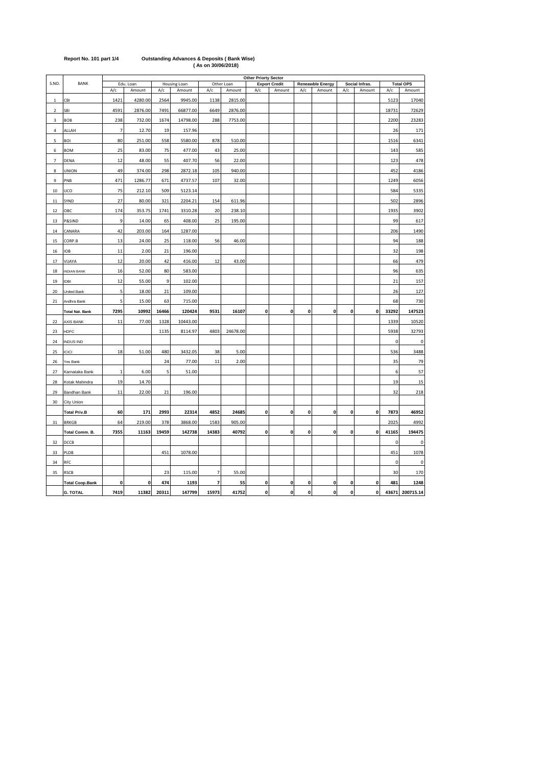**Report No. 101 part 1/4** **Outstanding Advances & Deposits ( Bank Wise)**
**( As on 30/06/2018)**

| S.NO. | BANK | Other Priorty Sector | | | | | | | | | | | | | |
|---|---|---|---|---|---|---|---|---|---|---|---|---|---|---|---|
| | | Edu. Loan | | Housing Loan | | Other Loan | | Export Credit | | Reneawble Energy | | Social Infras. | | Total OPS | |
| | | A/c | Amount | A/c | Amount | A/c | Amount | A/c | Amount | A/c | Amount | A/c | Amount | A/c | Amount |
| 1 | CBI | 1421 | 4280.00 | 2564 | 9945.00 | 1138 | 2815.00 | | | | | | | 5123 | 17040 |
| 2 | SBI | 4591 | 2876.00 | 7491 | 66877.00 | 6649 | 2876.00 | | | | | | | 18731 | 72629 |
| 3 | BOB | 238 | 732.00 | 1674 | 14798.00 | 288 | 7753.00 | | | | | | | 2200 | 23283 |
| 4 | ALLAH | 7 | 12.70 | 19 | 157.96 | | | | | | | | | 26 | 171 |
| 5 | BOI | 80 | 251.00 | 558 | 5580.00 | 878 | 510.00 | | | | | | | 1516 | 6341 |
| 6 | BOM | 25 | 83.00 | 75 | 477.00 | 43 | 25.00 | | | | | | | 143 | 585 |
| 7 | DENA | 12 | 48.00 | 55 | 407.70 | 56 | 22.00 | | | | | | | 123 | 478 |
| 8 | UNION | 49 | 374.00 | 298 | 2872.18 | 105 | 940.00 | | | | | | | 452 | 4186 |
| 9 | PNB | 471 | 1286.77 | 671 | 4737.57 | 107 | 32.00 | | | | | | | 1249 | 6056 |
| 10 | UCO | 75 | 212.10 | 509 | 5123.14 | | | | | | | | | 584 | 5335 |
| 11 | SYND | 27 | 80.00 | 321 | 2204.21 | 154 | 611.96 | | | | | | | 502 | 2896 |
| 12 | OBC | 174 | 353.75 | 1741 | 3310.28 | 20 | 238.10 | | | | | | | 1935 | 3902 |
| 13 | P&SIND | 9 | 14.00 | 65 | 408.00 | 25 | 195.00 | | | | | | | 99 | 617 |
| 14 | CANARA | 42 | 203.00 | 164 | 1287.00 | | | | | | | | | 206 | 1490 |
| 15 | CORP.B | 13 | 24.00 | 25 | 118.00 | 56 | 46.00 | | | | | | | 94 | 188 |
| 16 | IOB | 11 | 2.00 | 21 | 196.00 | | | | | | | | | 32 | 198 |
| 17 | VIJAYA | 12 | 20.00 | 42 | 416.00 | 12 | 43.00 | | | | | | | 66 | 479 |
| 18 | INDIAN BANK | 16 | 52.00 | 80 | 583.00 | | | | | | | | | 96 | 635 |
| 19 | IDBI | 12 | 55.00 | 9 | 102.00 | | | | | | | | | 21 | 157 |
| 20 | United Bank | 5 | 18.00 | 21 | 109.00 | | | | | | | | | 26 | 127 |
| 21 | Andhra Bank | 5 | 15.00 | 63 | 715.00 | | | | | | | | | 68 | 730 |
| | **Total Nat. Bank** | **7295** | **10992** | **16466** | **120424** | **9531** | **16107** | **0** | **0** | **0** | **0** | **0** | **0** | **33292** | **147523** |
| 22 | AXIS BANK | 11 | 77.00 | 1328 | 10443.00 | | | | | | | | | 1339 | 10520 |
| 23 | HDFC | | | 1135 | 8114.97 | 4803 | 24678.00 | | | | | | | 5938 | 32793 |
| 24 | INDUS IND | | | | | | | | | | | | | 0 | 0 |
| 25 | ICICI | 18 | 51.00 | 480 | 3432.05 | 38 | 5.00 | | | | | | | 536 | 3488 |
| 26 | Yes Bank | | | 24 | 77.00 | 11 | 2.00 | | | | | | | 35 | 79 |
| 27 | Karnataka Bank | 1 | 6.00 | 5 | 51.00 | | | | | | | | | 6 | 57 |
| 28 | Kotak Mahindra | 19 | 14.70 | | | | | | | | | | | 19 | 15 |
| 29 | Bandhan Bank | 11 | 22.00 | 21 | 196.00 | | | | | | | | | 32 | 218 |
| 30 | City Union | | | | | | | | | | | | | | |
| | **Total Priv.B** | **60** | **171** | **2993** | **22314** | **4852** | **24685** | **0** | **0** | **0** | **0** | **0** | **0** | **7873** | **46952** |
| 31 | BRKGB | 64 | 219.00 | 378 | 3868.00 | 1583 | 905.00 | | | | | | | 2025 | 4992 |
| | **Total Comm. B.** | **7355** | **11163** | **19459** | **142738** | **14383** | **40792** | **0** | **0** | **0** | **0** | **0** | **0** | **41165** | **194475** |
| 32 | DCCB | | | | | | | | | | | | | 0 | 0 |
| 33 | PLDB | | | 451 | 1078.00 | | | | | | | | | 451 | 1078 |
| 34 | RFC | | | | | | | | | | | | | 0 | 0 |
| 35 | RSCB | | | 23 | 115.00 | 7 | 55.00 | | | | | | | 30 | 170 |
| | **Total Coop.Bank** | **0** | **0** | **474** | **1193** | **7** | **55** | **0** | **0** | **0** | **0** | **0** | **0** | **481** | **1248** |
| | **G. TOTAL** | **7419** | **11382** | **20311** | **147799** | **15973** | **41752** | **0** | **0** | **0** | **0** | **0** | **0** | **43671** | **200715.14** |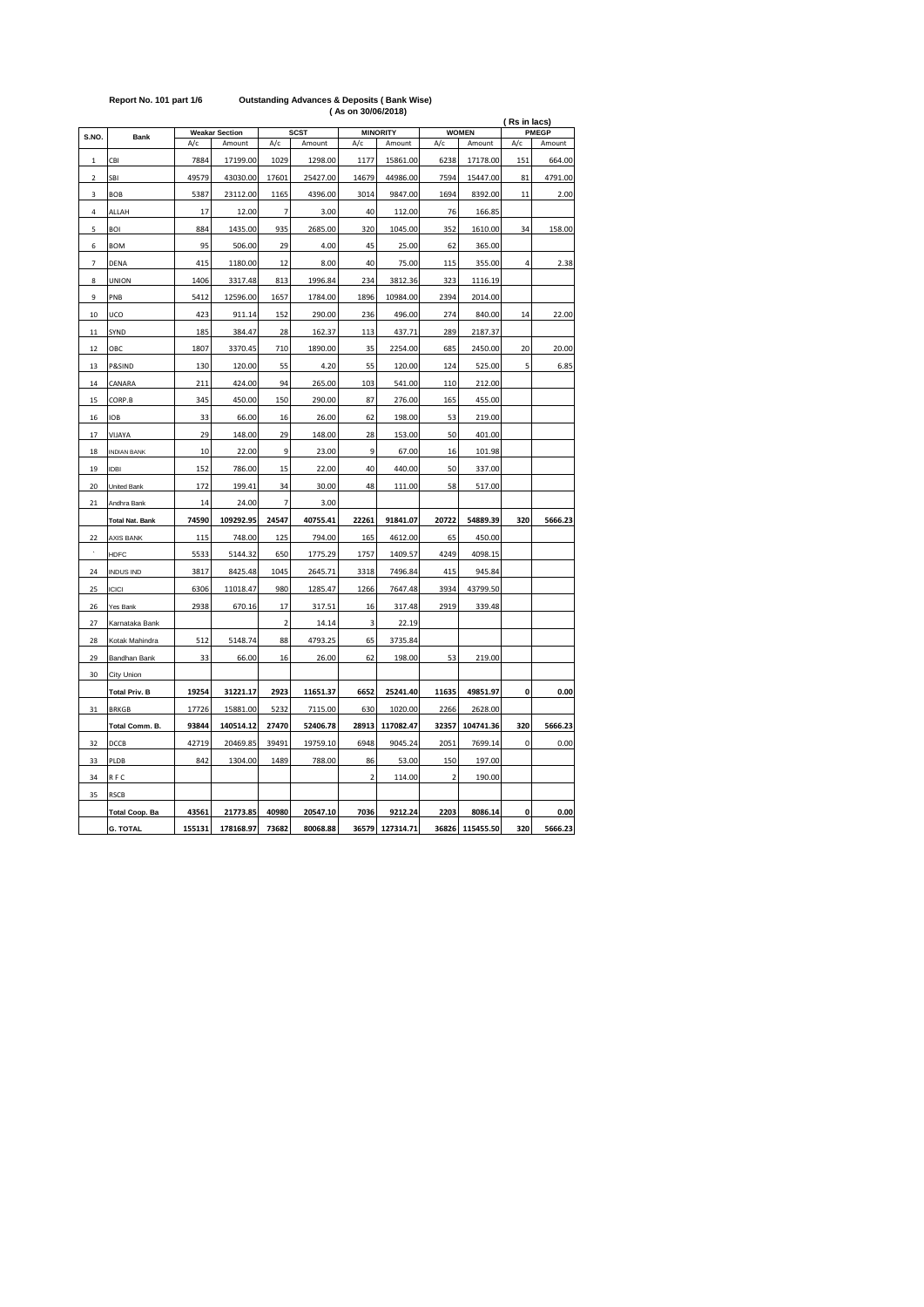**Report No. 101 part 1/6** **Outstanding Advances & Deposits ( Bank Wise)**

**( As on 30/06/2018)**

**( Rs in lacs)**

| S.NO. | Bank | Weakar Section | | SCST | | MINORITY | | WOMEN | | PMEGP | |
|---|---|---|---|---|---|---|---|---|---|---|---|
| | | A/c | Amount | A/c | Amount | A/c | Amount | A/c | Amount | A/c | Amount |
| 1 | CBI | 7884 | 17199.00 | 1029 | 1298.00 | 1177 | 15861.00 | 6238 | 17178.00 | 151 | 664.00 |
| 2 | SBI | 49579 | 43030.00 | 17601 | 25427.00 | 14679 | 44986.00 | 7594 | 15447.00 | 81 | 4791.00 |
| 3 | BOB | 5387 | 23112.00 | 1165 | 4396.00 | 3014 | 9847.00 | 1694 | 8392.00 | 11 | 2.00 |
| 4 | ALLAH | 17 | 12.00 | 7 | 3.00 | 40 | 112.00 | 76 | 166.85 | | |
| 5 | BOI | 884 | 1435.00 | 935 | 2685.00 | 320 | 1045.00 | 352 | 1610.00 | 34 | 158.00 |
| 6 | BOM | 95 | 506.00 | 29 | 4.00 | 45 | 25.00 | 62 | 365.00 | | |
| 7 | DENA | 415 | 1180.00 | 12 | 8.00 | 40 | 75.00 | 115 | 355.00 | 4 | 2.38 |
| 8 | UNION | 1406 | 3317.48 | 813 | 1996.84 | 234 | 3812.36 | 323 | 1116.19 | | |
| 9 | PNB | 5412 | 12596.00 | 1657 | 1784.00 | 1896 | 10984.00 | 2394 | 2014.00 | | |
| 10 | UCO | 423 | 911.14 | 152 | 290.00 | 236 | 496.00 | 274 | 840.00 | 14 | 22.00 |
| 11 | SYND | 185 | 384.47 | 28 | 162.37 | 113 | 437.71 | 289 | 2187.37 | | |
| 12 | OBC | 1807 | 3370.45 | 710 | 1890.00 | 35 | 2254.00 | 685 | 2450.00 | 20 | 20.00 |
| 13 | P&SIND | 130 | 120.00 | 55 | 4.20 | 55 | 120.00 | 124 | 525.00 | 5 | 6.85 |
| 14 | CANARA | 211 | 424.00 | 94 | 265.00 | 103 | 541.00 | 110 | 212.00 | | |
| 15 | CORP.B | 345 | 450.00 | 150 | 290.00 | 87 | 276.00 | 165 | 455.00 | | |
| 16 | IOB | 33 | 66.00 | 16 | 26.00 | 62 | 198.00 | 53 | 219.00 | | |
| 17 | VIJAYA | 29 | 148.00 | 29 | 148.00 | 28 | 153.00 | 50 | 401.00 | | |
| 18 | INDIAN BANK | 10 | 22.00 | 9 | 23.00 | 9 | 67.00 | 16 | 101.98 | | |
| 19 | IDBI | 152 | 786.00 | 15 | 22.00 | 40 | 440.00 | 50 | 337.00 | | |
| 20 | United Bank | 172 | 199.41 | 34 | 30.00 | 48 | 111.00 | 58 | 517.00 | | |
| 21 | Andhra Bank | 14 | 24.00 | 7 | 3.00 | | | | | | |
| | **Total Nat. Bank** | **74590** | **109292.95** | **24547** | **40755.41** | **22261** | **91841.07** | **20722** | **54889.39** | **320** | **5666.23** |
| 22 | AXIS BANK | 115 | 748.00 | 125 | 794.00 | 165 | 4612.00 | 65 | 450.00 | | |
| ` | HDFC | 5533 | 5144.32 | 650 | 1775.29 | 1757 | 1409.57 | 4249 | 4098.15 | | |
| 24 | INDUS IND | 3817 | 8425.48 | 1045 | 2645.71 | 3318 | 7496.84 | 415 | 945.84 | | |
| 25 | ICICI | 6306 | 11018.47 | 980 | 1285.47 | 1266 | 7647.48 | 3934 | 43799.50 | | |
| 26 | Yes Bank | 2938 | 670.16 | 17 | 317.51 | 16 | 317.48 | 2919 | 339.48 | | |
| 27 | Karnataka Bank | | | 2 | 14.14 | 3 | 22.19 | | | | |
| 28 | Kotak Mahindra | 512 | 5148.74 | 88 | 4793.25 | 65 | 3735.84 | | | | |
| 29 | Bandhan Bank | 33 | 66.00 | 16 | 26.00 | 62 | 198.00 | 53 | 219.00 | | |
| 30 | City Union | | | | | | | | | | |
| | **Total Priv. B** | **19254** | **31221.17** | **2923** | **11651.37** | **6652** | **25241.40** | **11635** | **49851.97** | **0** | **0.00** |
| 31 | BRKGB | 17726 | 15881.00 | 5232 | 7115.00 | 630 | 1020.00 | 2266 | 2628.00 | | |
| | **Total Comm. B.** | **93844** | **140514.12** | **27470** | **52406.78** | **28913** | **117082.47** | **32357** | **104741.36** | **320** | **5666.23** |
| 32 | DCCB | 42719 | 20469.85 | 39491 | 19759.10 | 6948 | 9045.24 | 2051 | 7699.14 | 0 | 0.00 |
| 33 | PLDB | 842 | 1304.00 | 1489 | 788.00 | 86 | 53.00 | 150 | 197.00 | | |
| 34 | R F C | | | | | 2 | 114.00 | 2 | 190.00 | | |
| 35 | RSCB | | | | | | | | | | |
| | **Total Coop. Ba** | **43561** | **21773.85** | **40980** | **20547.10** | **7036** | **9212.24** | **2203** | **8086.14** | **0** | **0.00** |
| | **G. TOTAL** | **155131** | **178168.97** | **73682** | **80068.88** | **36579** | **127314.71** | **36826** | **115455.50** | **320** | **5666.23** |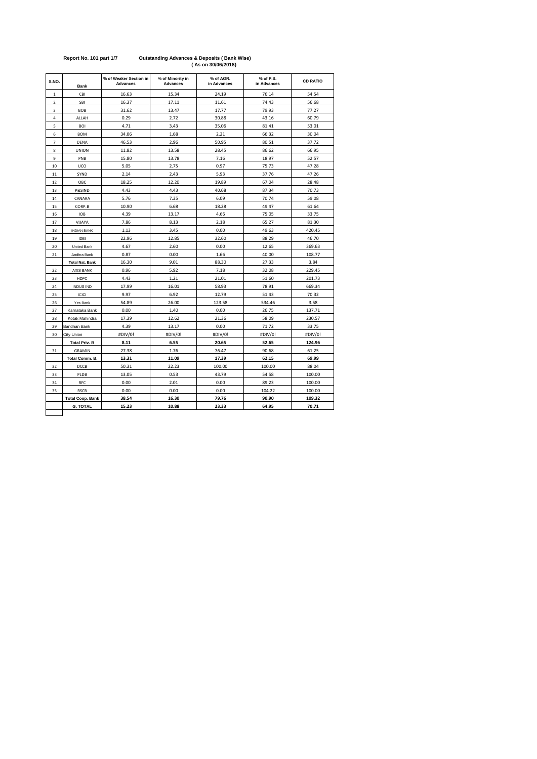**Report No. 101 part 1/7** **Outstanding Advances & Deposits ( Bank Wise)**
**( As on 30/06/2018)**

| S.NO. | Bank | % of Weaker Section in Advances | % of Minority in Advances | % of AGR. in Advances | % of P.S. in Advances | CD RATIO |
|---|---|---|---|---|---|---|
| 1 | CBI | 16.63 | 15.34 | 24.19 | 76.14 | 54.54 |
| 2 | SBI | 16.37 | 17.11 | 11.61 | 74.43 | 56.68 |
| 3 | BOB | 31.62 | 13.47 | 17.77 | 79.93 | 77.27 |
| 4 | ALLAH | 0.29 | 2.72 | 30.88 | 43.16 | 60.79 |
| 5 | BOI | 4.71 | 3.43 | 35.06 | 81.41 | 53.01 |
| 6 | BOM | 34.06 | 1.68 | 2.21 | 66.32 | 30.04 |
| 7 | DENA | 46.53 | 2.96 | 50.95 | 80.51 | 37.72 |
| 8 | UNION | 11.82 | 13.58 | 28.45 | 86.62 | 66.95 |
| 9 | PNB | 15.80 | 13.78 | 7.16 | 18.97 | 52.57 |
| 10 | UCO | 5.05 | 2.75 | 0.97 | 75.73 | 47.28 |
| 11 | SYND | 2.14 | 2.43 | 5.93 | 37.76 | 47.26 |
| 12 | OBC | 18.25 | 12.20 | 19.89 | 67.04 | 28.48 |
| 13 | P&SIND | 4.43 | 4.43 | 40.68 | 87.34 | 70.73 |
| 14 | CANARA | 5.76 | 7.35 | 6.09 | 70.74 | 59.08 |
| 15 | CORP.B | 10.90 | 6.68 | 18.28 | 49.47 | 61.64 |
| 16 | IOB | 4.39 | 13.17 | 4.66 | 75.05 | 33.75 |
| 17 | VIJAYA | 7.86 | 8.13 | 2.18 | 65.27 | 81.30 |
| 18 | INDIAN BANK | 1.13 | 3.45 | 0.00 | 49.63 | 420.45 |
| 19 | IDBI | 22.96 | 12.85 | 32.60 | 88.29 | 46.70 |
| 20 | United Bank | 4.67 | 2.60 | 0.00 | 12.65 | 369.63 |
| 21 | Andhra Bank | 0.87 | 0.00 | 1.66 | 40.00 | 108.77 |
| | **Total Nat. Bank** | 16.30 | 9.01 | 88.30 | 27.33 | 3.84 |
| 22 | AXIS BANK | 0.96 | 5.92 | 7.18 | 32.08 | 229.45 |
| 23 | HDFC | 4.43 | 1.21 | 21.01 | 51.60 | 201.73 |
| 24 | INDUS IND | 17.99 | 16.01 | 58.93 | 78.91 | 669.34 |
| 25 | ICICI | 9.97 | 6.92 | 12.79 | 51.43 | 70.32 |
| 26 | Yes Bank | 54.89 | 26.00 | 123.58 | 534.46 | 3.58 |
| 27 | Karnataka Bank | 0.00 | 1.40 | 0.00 | 26.75 | 137.71 |
| 28 | Kotak Mahindra | 17.39 | 12.62 | 21.36 | 58.09 | 230.57 |
| 29 | Bandhan Bank | 4.39 | 13.17 | 0.00 | 71.72 | 33.75 |
| 30 | City Union | #DIV/0! | #DIV/0! | #DIV/0! | #DIV/0! | #DIV/0! |
| | **Total Priv. B** | **8.11** | **6.55** | **20.65** | **52.65** | **124.96** |
| 31 | GRAMIN | 27.38 | 1.76 | 76.47 | 90.68 | 61.25 |
| | **Total Comm. B.** | **13.31** | **11.09** | **17.39** | **62.15** | **69.99** |
| 32 | DCCB | 50.31 | 22.23 | 100.00 | 100.00 | 88.04 |
| 33 | PLDB | 13.05 | 0.53 | 43.79 | 54.58 | 100.00 |
| 34 | RFC | 0.00 | 2.01 | 0.00 | 89.23 | 100.00 |
| 35 | RSCB | 0.00 | 0.00 | 0.00 | 104.22 | 100.00 |
| | **Total Coop. Bank** | **38.54** | **16.30** | **79.76** | **90.90** | **109.32** |
| | **G. TOTAL** | **15.23** | **10.88** | **23.33** | **64.95** | **70.71** |